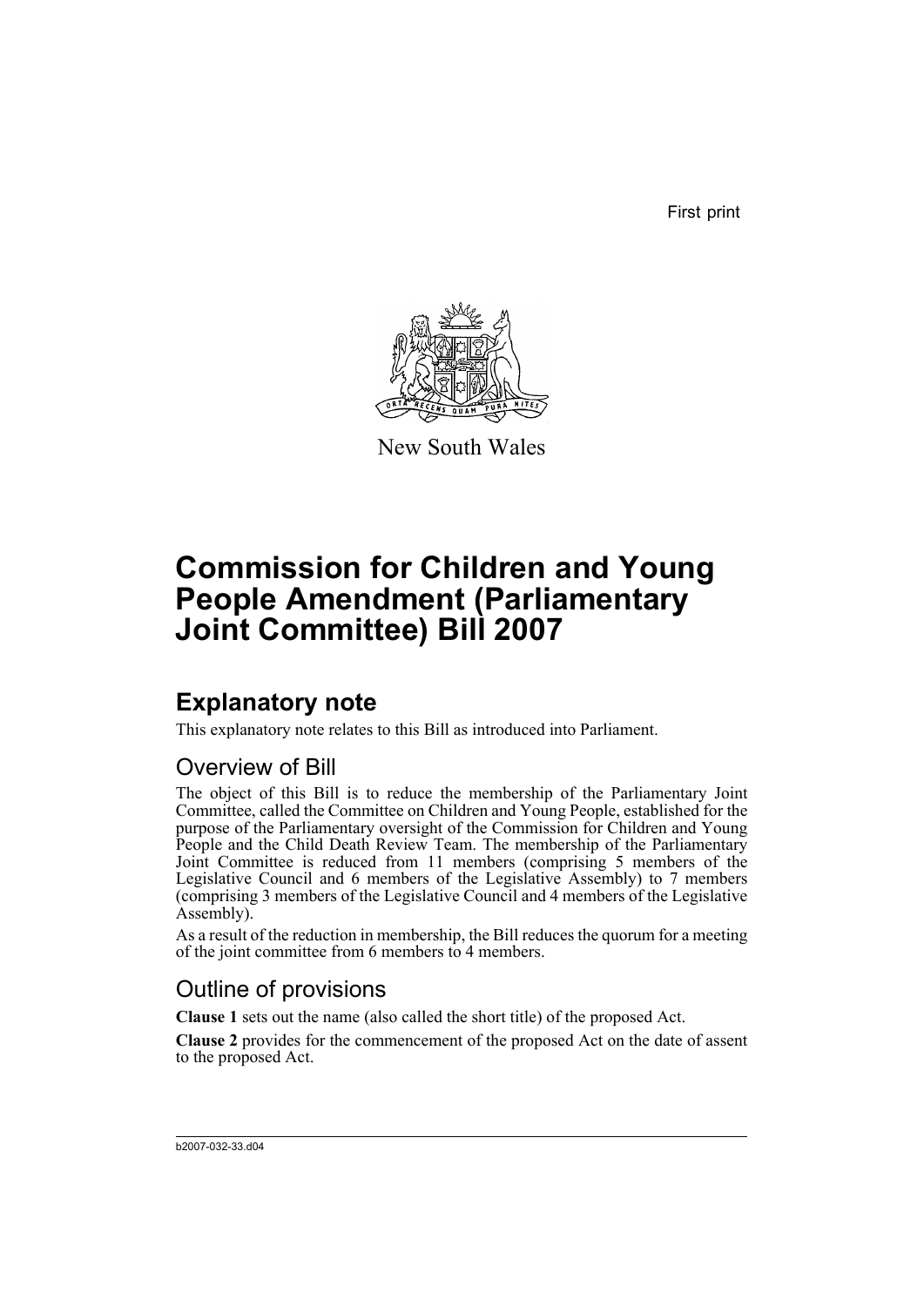First print

New South Wales

# Commission for Children and Young People Amendment (Parliamentary Joint Committee) Bill 2007

## Explanatory note

This explanatory note relates to this Bill as introduced into Parliament.

### Overview of Bill

The object of this Bill is to reduce the membership of the Parliamentary Joint Committee, called the Committee on Children and Young People, established for the purpose of the Parliamentary oversight of the Commission for Children and Young People and the Child Death Review Team. The membership of the Parliamentary Joint Committee is reduced from 11 members (comprising 5 members of the Legislative Council and 6 members of the Legislative Assembly) to 7 members (comprising 3 members of the Legislative Council and 4 members of the Legislative Assembly).

As a result of the reduction in membership, the Bill reduces the quorum for a meeting of the joint committee from 6 members to 4 members.

### Outline of provisions

**Clause 1** sets out the name (also called the short title) of the proposed Act.

**Clause 2** provides for the commencement of the proposed Act on the date of assent to the proposed Act.

b2007-032-33.d04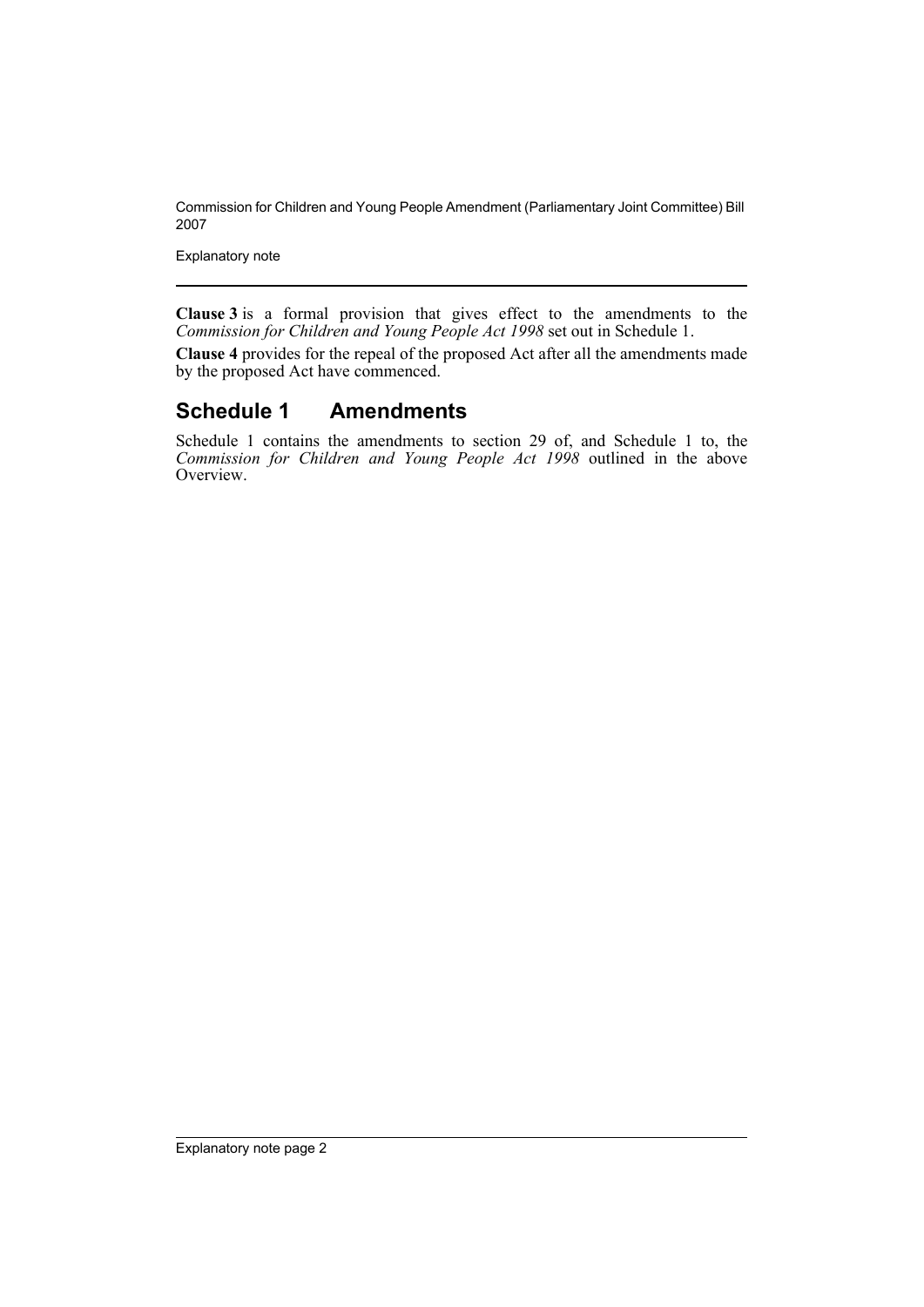**Clause 3** is a formal provision that gives effect to the amendments to the *Commission for Children and Young People Act 1998* set out in Schedule 1.

**Clause 4** provides for the repeal of the proposed Act after all the amendments made by the proposed Act have commenced.

## Schedule 1 Amendments

Schedule 1 contains the amendments to section 29 of, and Schedule 1 to, the *Commission for Children and Young People Act 1998* outlined in the above Overview.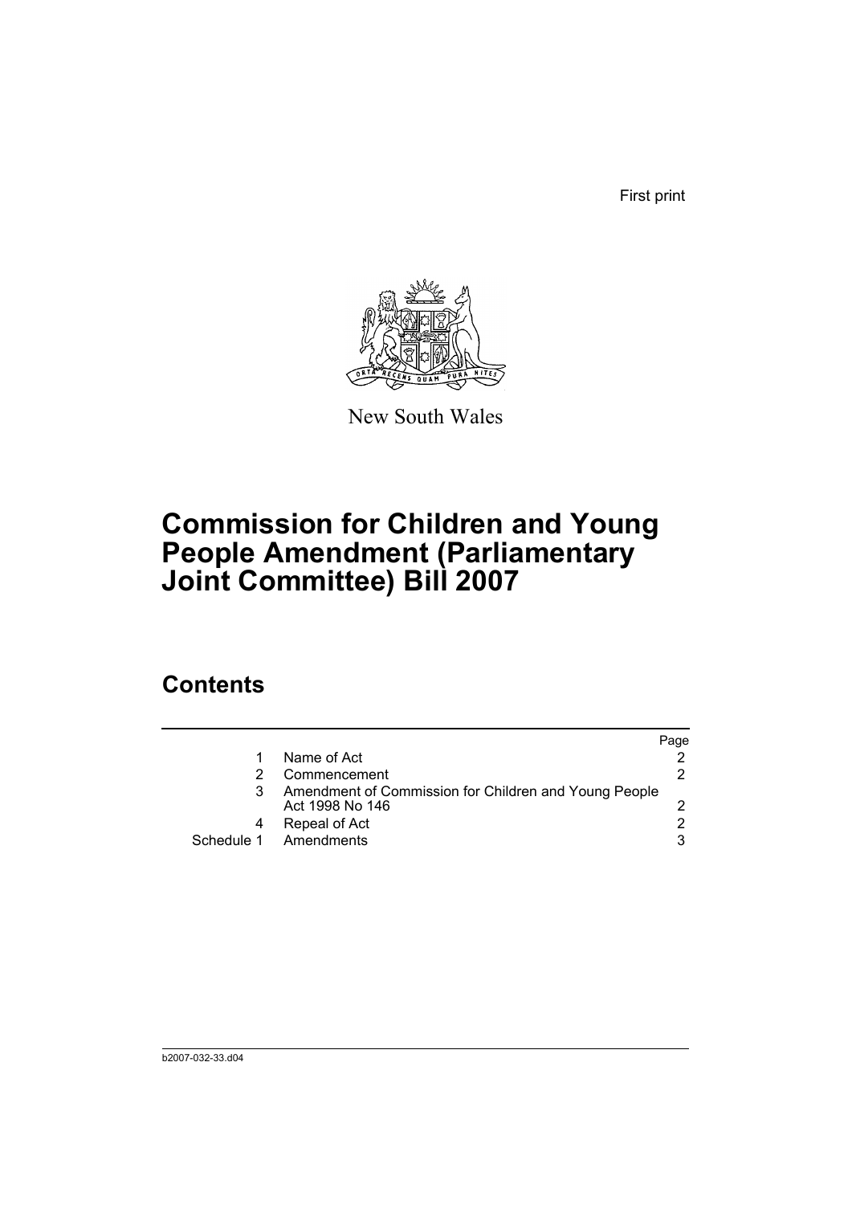First print

New South Wales

# Commission for Children and Young People Amendment (Parliamentary Joint Committee) Bill 2007

## Contents

| | | Page |
|---|---|---|
| 1 | Name of Act | 2 |
| 2 | Commencement | 2 |
| 3 | Amendment of Commission for Children and Young People Act 1998 No 146 | 2 |
| 4 | Repeal of Act | 2 |
| Schedule 1 | Amendments | 3 |

b2007-032-33.d04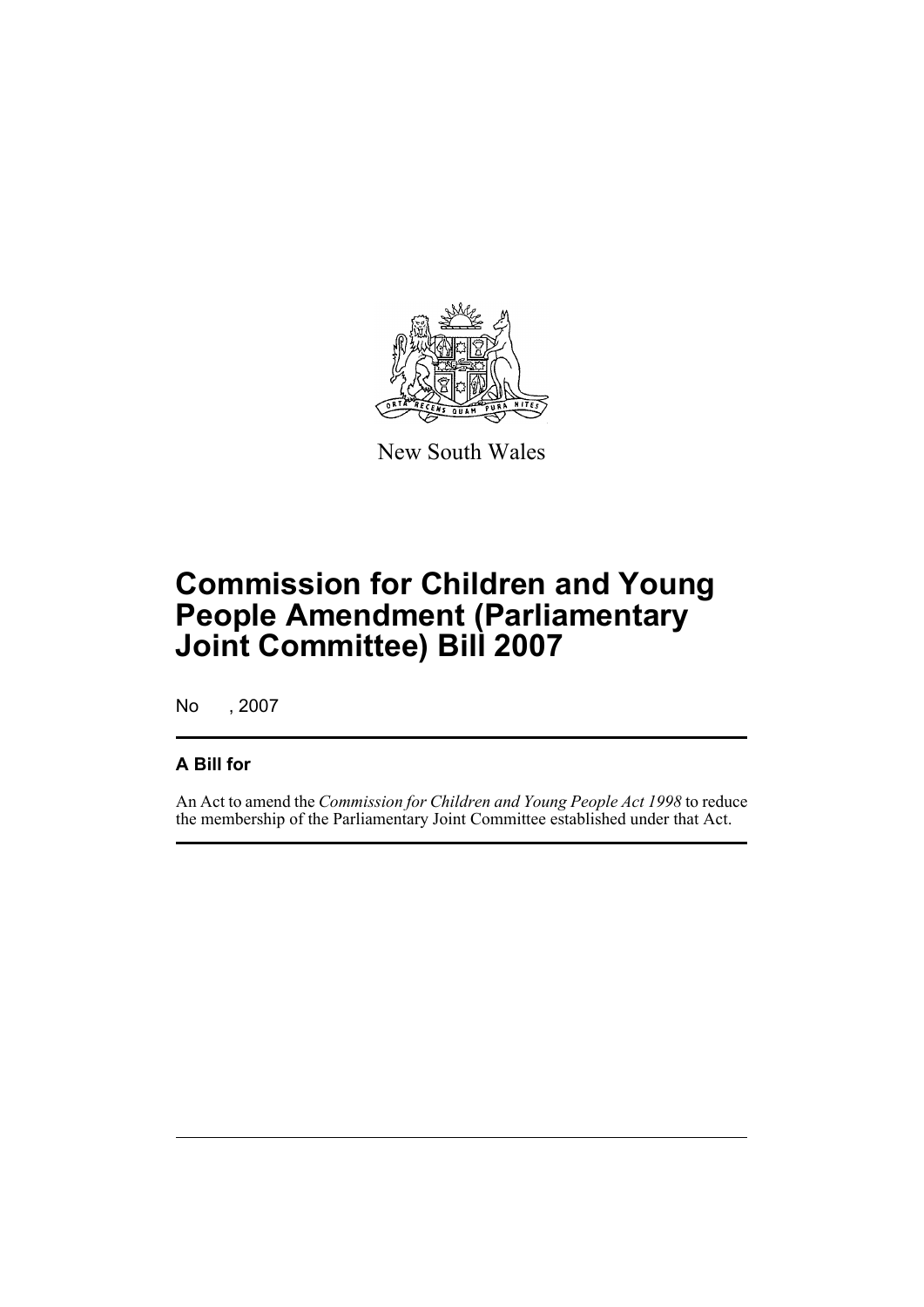New South Wales

# Commission for Children and Young People Amendment (Parliamentary Joint Committee) Bill 2007

No , 2007

## A Bill for

An Act to amend the *Commission for Children and Young People Act 1998* to reduce the membership of the Parliamentary Joint Committee established under that Act.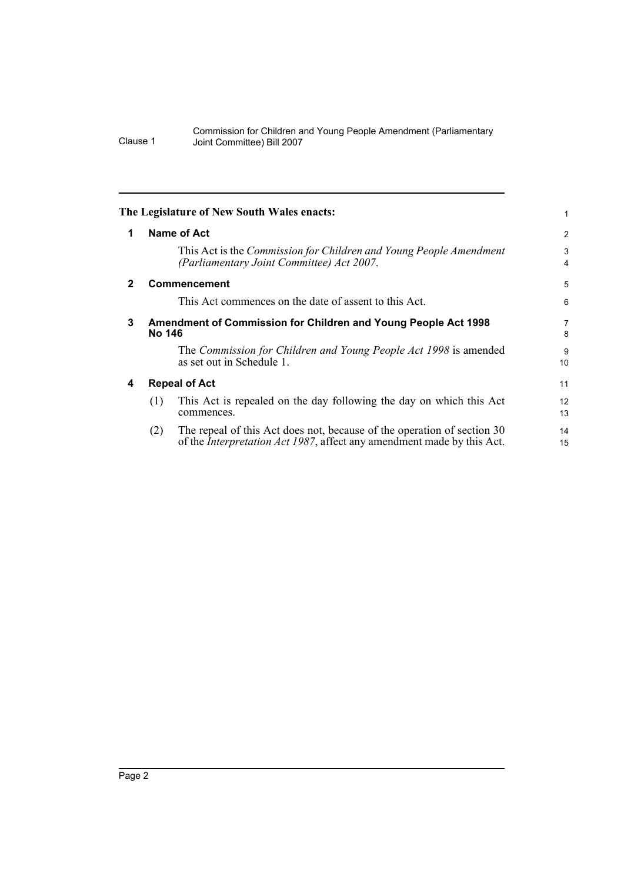**The Legislature of New South Wales enacts:**

### 1 Name of Act

This Act is the *Commission for Children and Young People Amendment (Parliamentary Joint Committee) Act 2007*.

### 2 Commencement

This Act commences on the date of assent to this Act.

### 3 Amendment of Commission for Children and Young People Act 1998 No 146

The *Commission for Children and Young People Act 1998* is amended as set out in Schedule 1.

### 4 Repeal of Act

(1) This Act is repealed on the day following the day on which this Act commences.

(2) The repeal of this Act does not, because of the operation of section 30 of the *Interpretation Act 1987*, affect any amendment made by this Act.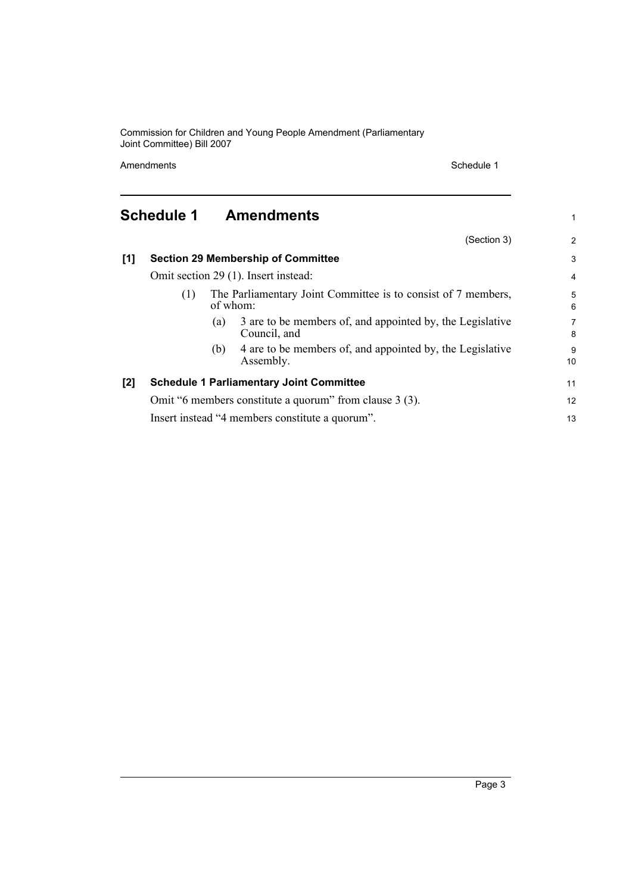## Schedule 1 Amendments

(Section 3)

**[1] Section 29 Membership of Committee**

Omit section 29 (1). Insert instead:

(1) The Parliamentary Joint Committee is to consist of 7 members, of whom:

(a) 3 are to be members of, and appointed by, the Legislative Council, and

(b) 4 are to be members of, and appointed by, the Legislative Assembly.

**[2] Schedule 1 Parliamentary Joint Committee**

Omit "6 members constitute a quorum" from clause 3 (3).

Insert instead "4 members constitute a quorum".